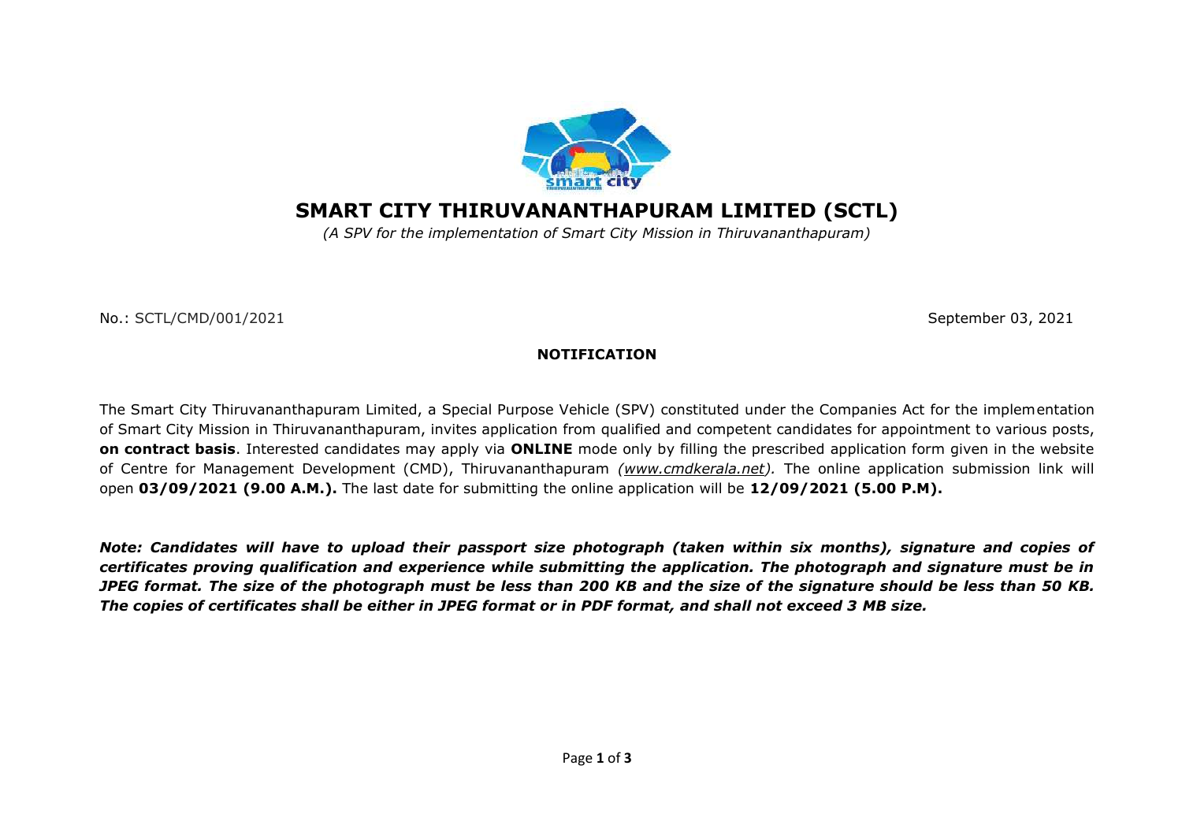# SMART CITY THIRUVANANTHAPURAM LIMITED (SCTL)

*(A SPV for the implementation of Smart City Mission in Thiruvananthapuram)*

No.: SCTL/CMD/001/2021

September 03, 2021

## NOTIFICATION

The Smart City Thiruvananthapuram Limited, a Special Purpose Vehicle (SPV) constituted under the Companies Act for the implementation of Smart City Mission in Thiruvananthapuram, invites application from qualified and competent candidates for appointment to various posts, **on contract basis**. Interested candidates may apply via **ONLINE** mode only by filling the prescribed application form given in the website of Centre for Management Development (CMD), Thiruvananthapuram *(www.cmdkerala.net)*. The online application submission link will open **03/09/2021 (9.00 A.M.).** The last date for submitting the online application will be **12/09/2021 (5.00 P.M).**

***Note: Candidates will have to upload their passport size photograph (taken within six months), signature and copies of certificates proving qualification and experience while submitting the application. The photograph and signature must be in JPEG format. The size of the photograph must be less than 200 KB and the size of the signature should be less than 50 KB. The copies of certificates shall be either in JPEG format or in PDF format, and shall not exceed 3 MB size.***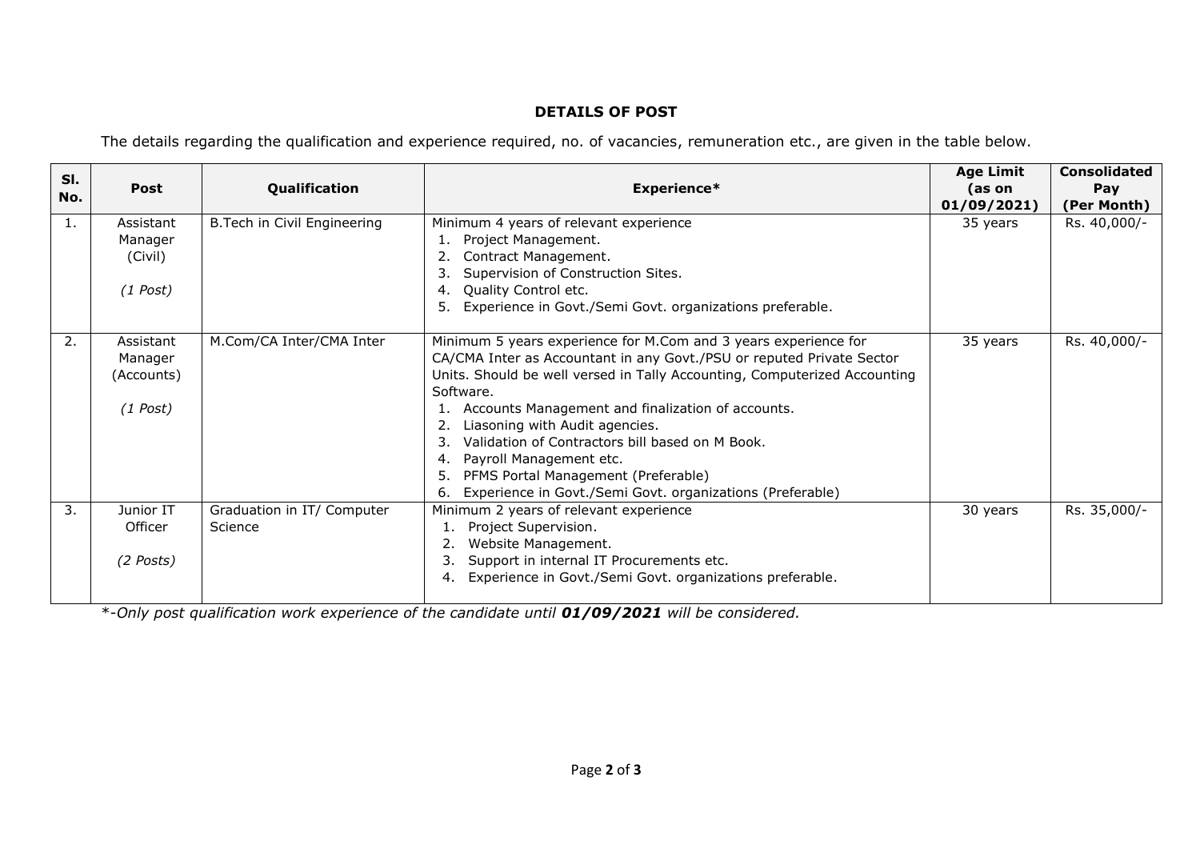## DETAILS OF POST

The details regarding the qualification and experience required, no. of vacancies, remuneration etc., are given in the table below.

| Sl. No. | Post | Qualification | Experience* | Age Limit (as on 01/09/2021) | Consolidated Pay (Per Month) |
|---|---|---|---|---|---|
| 1. | Assistant Manager (Civil)<br><br>*(1 Post)* | B.Tech in Civil Engineering | Minimum 4 years of relevant experience<br>1. Project Management.<br>2. Contract Management.<br>3. Supervision of Construction Sites.<br>4. Quality Control etc.<br>5. Experience in Govt./Semi Govt. organizations preferable. | 35 years | Rs. 40,000/- |
| 2. | Assistant Manager (Accounts)<br><br>*(1 Post)* | M.Com/CA Inter/CMA Inter | Minimum 5 years experience for M.Com and 3 years experience for CA/CMA Inter as Accountant in any Govt./PSU or reputed Private Sector Units. Should be well versed in Tally Accounting, Computerized Accounting Software.<br>1. Accounts Management and finalization of accounts.<br>2. Liasoning with Audit agencies.<br>3. Validation of Contractors bill based on M Book.<br>4. Payroll Management etc.<br>5. PFMS Portal Management (Preferable)<br>6. Experience in Govt./Semi Govt. organizations (Preferable) | 35 years | Rs. 40,000/- |
| 3. | Junior IT Officer<br><br>*(2 Posts)* | Graduation in IT/ Computer Science | Minimum 2 years of relevant experience<br>1. Project Supervision.<br>2. Website Management.<br>3. Support in internal IT Procurements etc.<br>4. Experience in Govt./Semi Govt. organizations preferable. | 30 years | Rs. 35,000/- |

*\*-Only post qualification work experience of the candidate until **01/09/2021** will be considered.*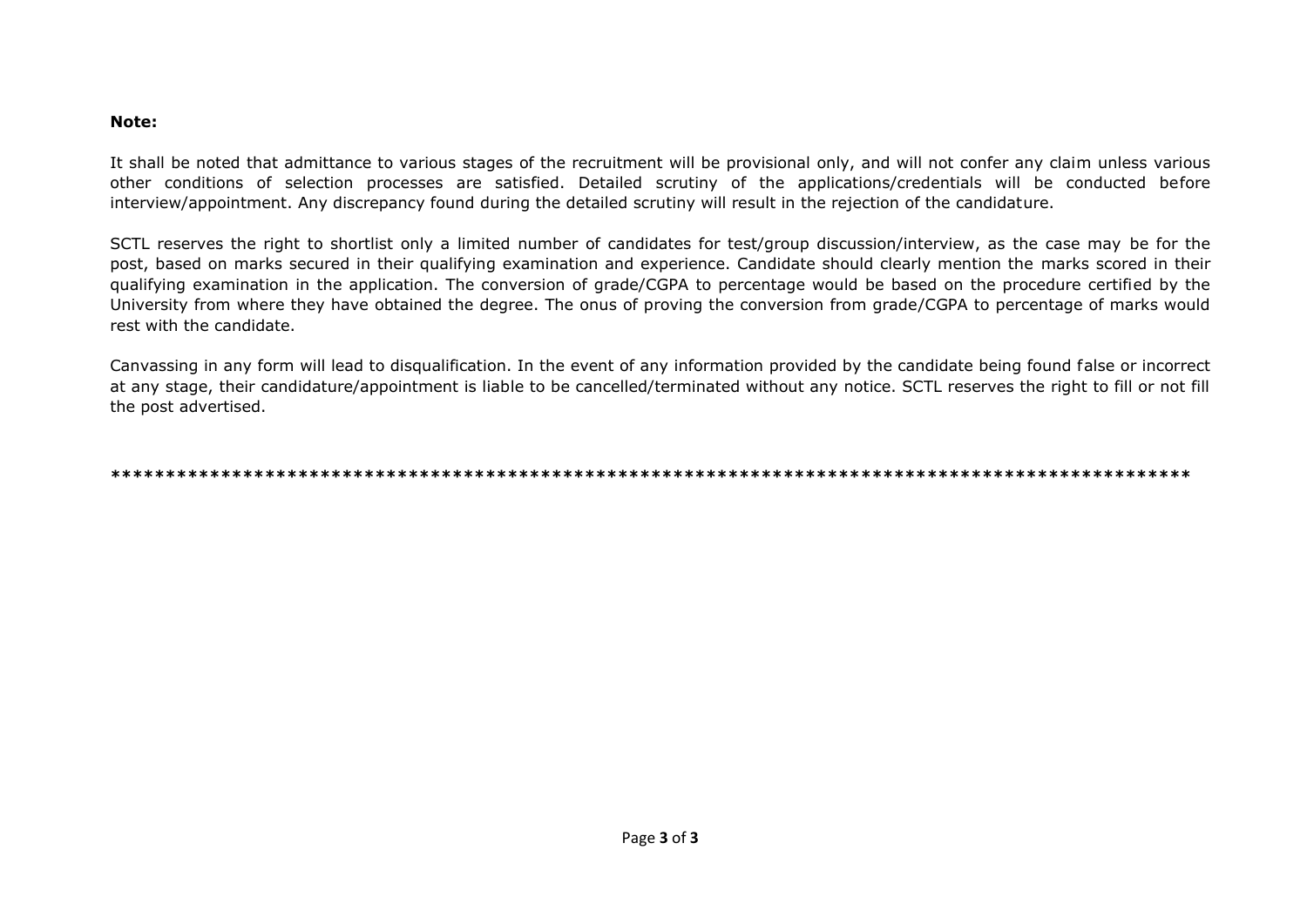**Note:**

It shall be noted that admittance to various stages of the recruitment will be provisional only, and will not confer any claim unless various other conditions of selection processes are satisfied. Detailed scrutiny of the applications/credentials will be conducted before interview/appointment. Any discrepancy found during the detailed scrutiny will result in the rejection of the candidature.

SCTL reserves the right to shortlist only a limited number of candidates for test/group discussion/interview, as the case may be for the post, based on marks secured in their qualifying examination and experience. Candidate should clearly mention the marks scored in their qualifying examination in the application. The conversion of grade/CGPA to percentage would be based on the procedure certified by the University from where they have obtained the degree. The onus of proving the conversion from grade/CGPA to percentage of marks would rest with the candidate.

Canvassing in any form will lead to disqualification. In the event of any information provided by the candidate being found false or incorrect at any stage, their candidature/appointment is liable to be cancelled/terminated without any notice. SCTL reserves the right to fill or not fill the post advertised.

**************************************************************************************************